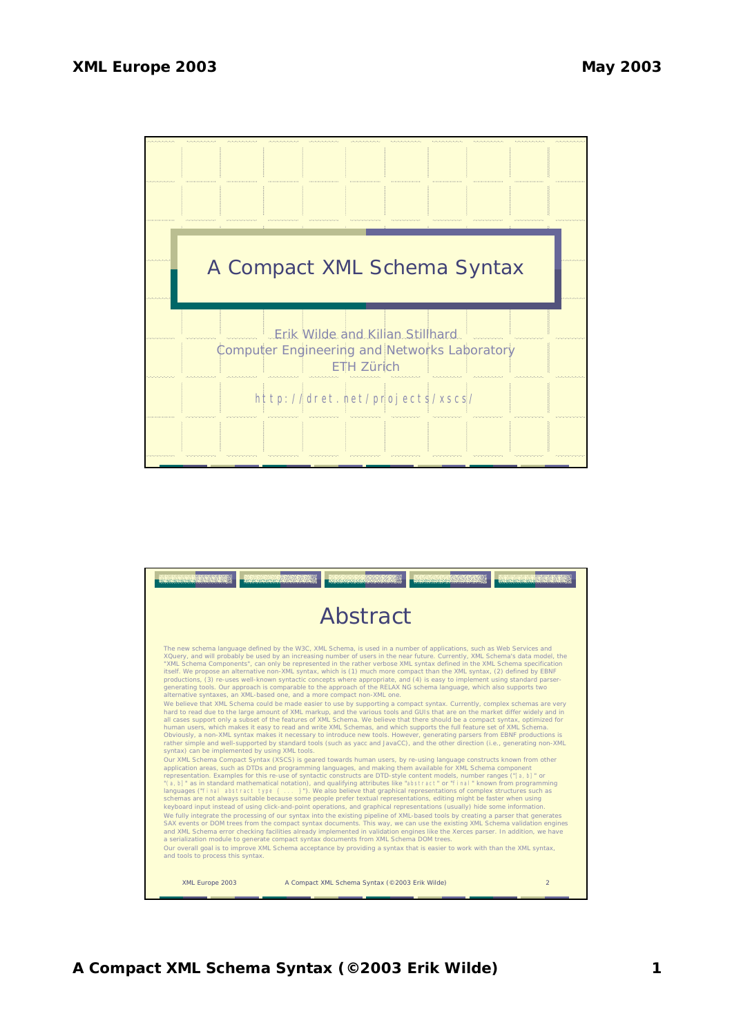# A Compact XML Schema Syntax

Erik Wilde and Kilian Stillhard
Computer Engineering and Networks Laboratory
ETH Zürich

http://dret.net/projects/xscs/

## Abstract

The new schema language defined by the W3C, XML Schema, is used in a number of applications, such as Web Services and XQuery, and will probably be used by an increasing number of users in the near future. Currently, XML Schema's data model, the "XML Schema Components", can only be represented in the rather verbose XML syntax defined in the XML Schema specification itself. We propose an alternative non-XML syntax, which is (1) much more compact than the XML syntax, (2) defined by EBNF productions, (3) re-uses well-known syntactic concepts where appropriate, and (4) is easy to implement using standard parser-generating tools. Our approach is comparable to the approach of the RELAX NG schema language, which also supports two alternative syntaxes, an XML-based one, and a more compact non-XML one.

We believe that XML Schema could be made easier to use by supporting a compact syntax. Currently, complex schemas are very hard to read due to the large amount of XML markup, and the various tools and GUIs that are on the market differ widely and in all cases support only a subset of the features of XML Schema. We believe that there should be a compact syntax, optimized for human users, which makes it easy to read and write XML Schemas, and which supports the full feature set of XML Schema. Obviously, a non-XML syntax makes it necessary to introduce new tools. However, generating parsers from EBNF productions is rather simple and well-supported by standard tools (such as yacc and JavaCC), and the other direction (i.e., generating non-XML syntax) can be implemented by using XML tools.

Our XML Schema Compact Syntax (XSCS) is geared towards human users, by re-using language constructs known from other application areas, such as DTDs and programming languages, and making them available for XML Schema component representation. Examples for this re-use of syntactic constructs are DTD-style content models, number ranges ("[a,b]" or "(a,b]" as in standard mathematical notation), and qualifying attributes like "abstract" or "final" known from programming languages ("final abstract type { ... }"). We also believe that graphical representations of complex structures such as schemas are not always suitable because some people prefer textual representations, editing might be faster when using keyboard input instead of using click-and-point operations, and graphical representations (usually) hide some information.

We fully integrate the processing of our syntax into the existing pipeline of XML-based tools by creating a parser that generates SAX events or DOM trees from the compact syntax documents. This way, we can use the existing XML Schema validation engines and XML Schema error checking facilities already implemented in validation engines like the Xerces parser. In addition, we have a serialization module to generate compact syntax documents from XML Schema DOM trees.

Our overall goal is to improve XML Schema acceptance by providing a syntax that is easier to work with than the XML syntax, and tools to process this syntax.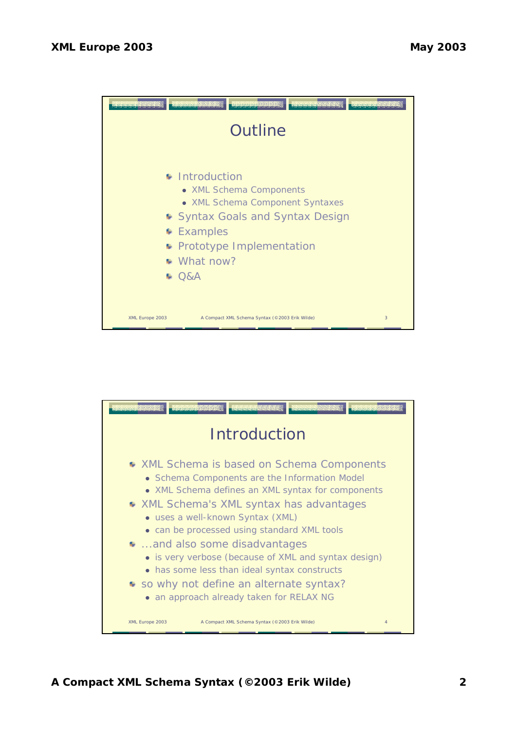## Outline

- Introduction
  - XML Schema Components
  - XML Schema Component Syntaxes
- Syntax Goals and Syntax Design
- Examples
- Prototype Implementation
- What now?
- Q&A

## Introduction

- XML Schema is based on Schema Components
  - Schema Components are the Information Model
  - XML Schema defines an XML syntax for components
- XML Schema's XML syntax has advantages
  - uses a well-known Syntax (XML)
  - can be processed using standard XML tools
- ...and also some disadvantages
  - is very verbose (because of XML and syntax design)
  - has some less than ideal syntax constructs
- so why not define an alternate syntax?
  - an approach already taken for RELAX NG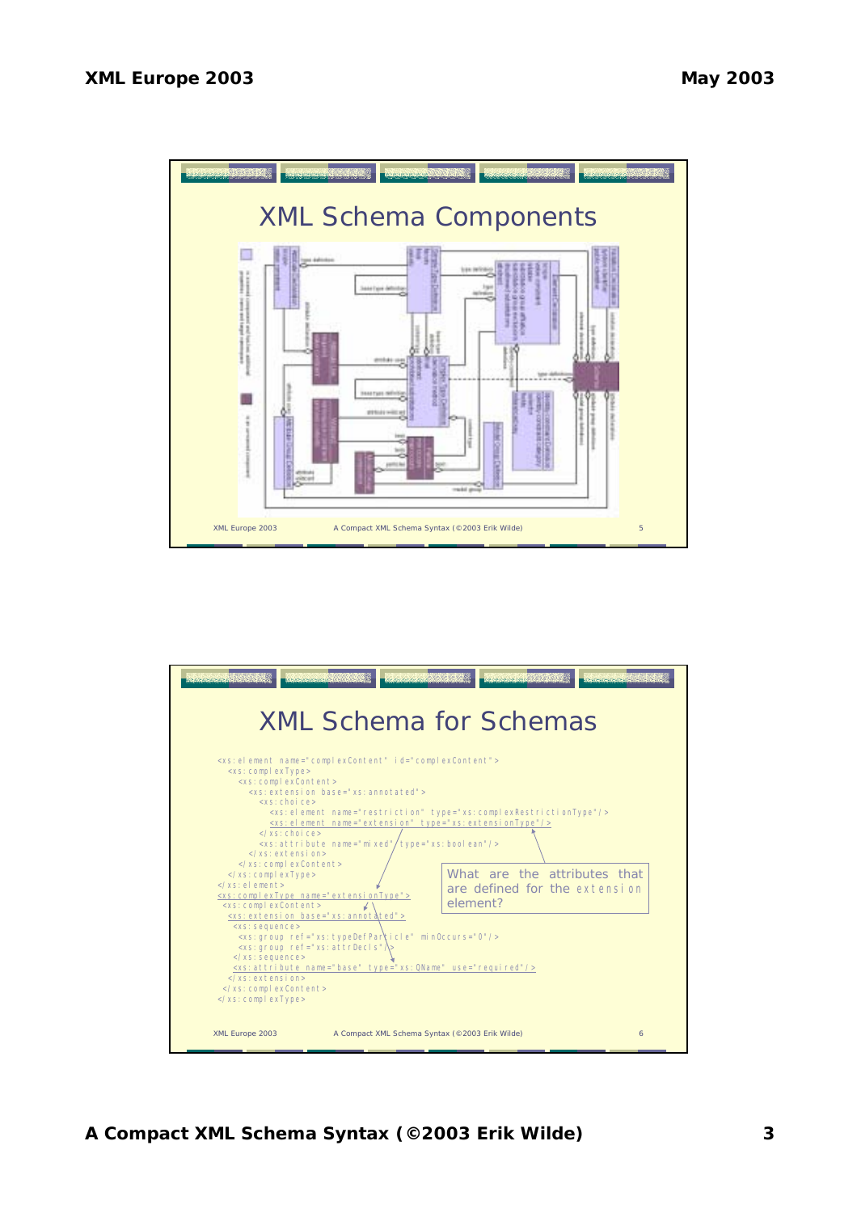## XML Schema Components

## XML Schema for Schemas

```
<xs:element name="complexContent" id="complexContent">
  <xs:complexType>
    <xs:complexContent>
      <xs:extension base="xs:annotated">
        <xs:choice>
          <xs:element name="restriction" type="xs:complexRestrictionType"/>
          <xs:element name="extension" type="xs:extensionType"/>
        </xs:choice>
        <xs:attribute name="mixed" type="xs:boolean"/>
      </xs:extension>
    </xs:complexContent>
  </xs:complexType>
</xs:element>
<xs:complexType name="extensionType">
  <xs:complexContent>
  <xs:extension base="xs:annotated">
    <xs:sequence>
      <xs:group ref="xs:typeDefParticle" minOccurs="0"/>
      <xs:group ref="xs:attrDecls"/>
    </xs:sequence>
    <xs:attribute name="base" type="xs:QName" use="required"/>
  </xs:extension>
  </xs:complexContent>
</xs:complexType>
```

What are the attributes that are defined for the `extension` element?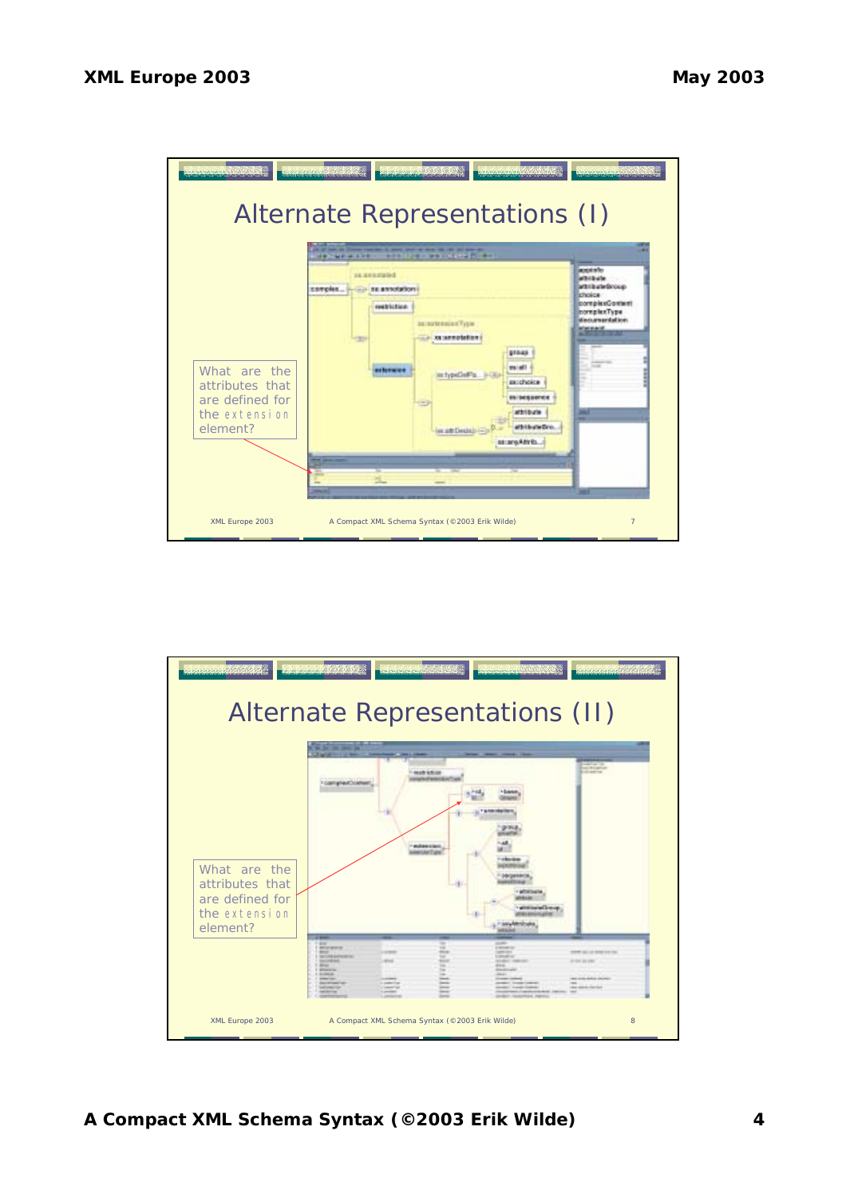## Alternate Representations (I)

What are the attributes that are defined for the extension element?

## Alternate Representations (II)

What are the attributes that are defined for the extension element?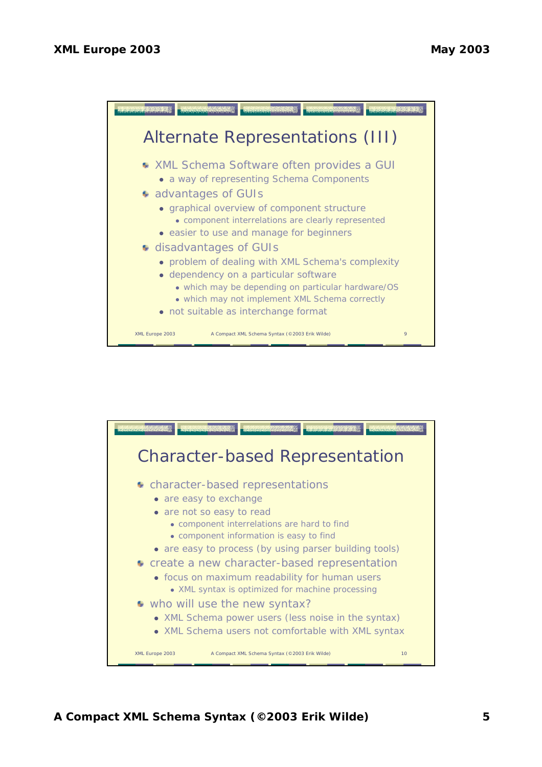## Alternate Representations (III)

- XML Schema Software often provides a GUI
  - a way of representing Schema Components
- advantages of GUIs
  - graphical overview of component structure
    - component interrelations are clearly represented
  - easier to use and manage for beginners
- disadvantages of GUIs
  - problem of dealing with XML Schema's complexity
  - dependency on a particular software
    - which may be depending on particular hardware/OS
    - which may not implement XML Schema correctly
  - not suitable as interchange format

## Character-based Representation

- character-based representations
  - are easy to exchange
  - are not so easy to read
    - component interrelations are hard to find
    - component information is easy to find
  - are easy to process (by using parser building tools)
- create a new character-based representation
  - focus on maximum readability for human users
    - XML syntax is optimized for machine processing
- who will use the new syntax?
  - XML Schema power users (less noise in the syntax)
  - XML Schema users not comfortable with XML syntax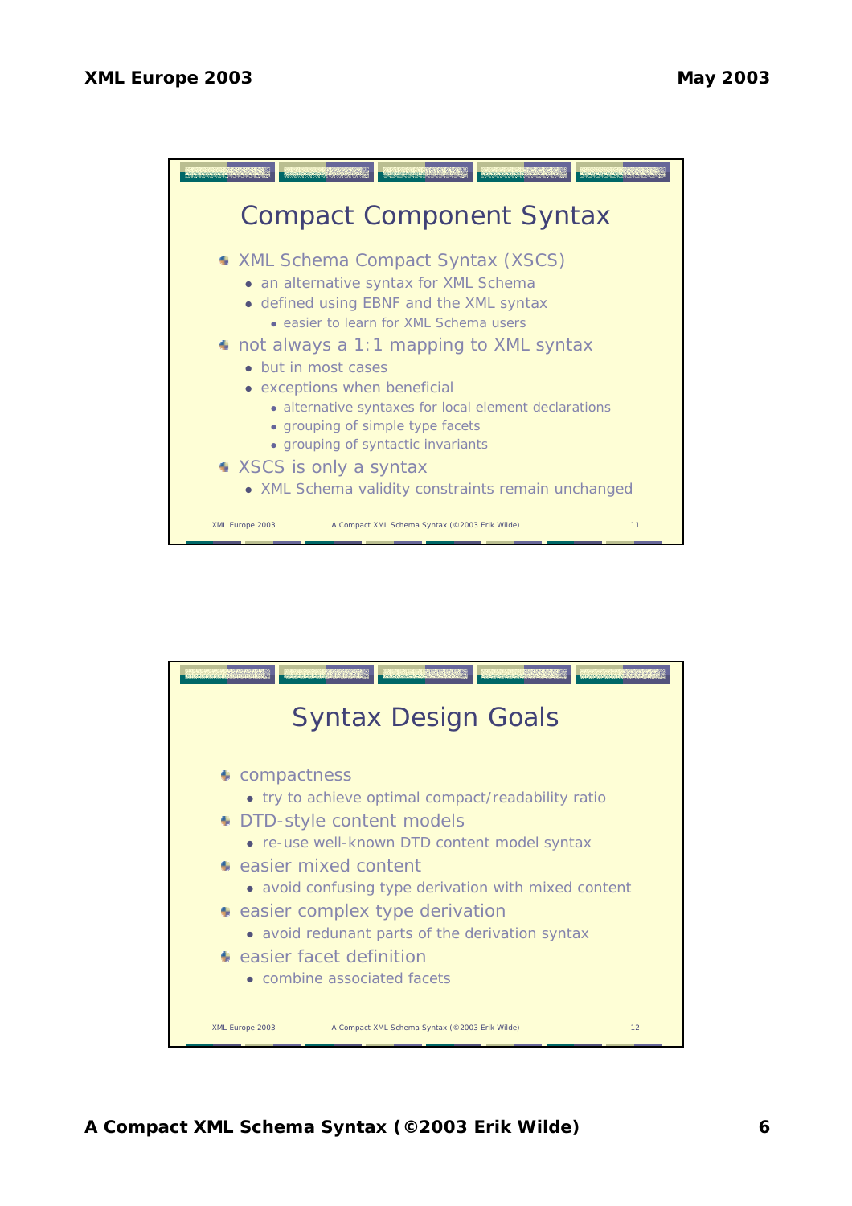## Compact Component Syntax

- XML Schema Compact Syntax (XSCS)
  - an alternative syntax for XML Schema
  - defined using EBNF and the XML syntax
    - easier to learn for XML Schema users
- not always a 1:1 mapping to XML syntax
  - but in most cases
  - exceptions when beneficial
    - alternative syntaxes for local element declarations
    - grouping of simple type facets
    - grouping of syntactic invariants
- XSCS is only a syntax
  - XML Schema validity constraints remain unchanged

## Syntax Design Goals

- compactness
  - try to achieve optimal compact/readability ratio
- DTD-style content models
  - re-use well-known DTD content model syntax
- easier mixed content
  - avoid confusing type derivation with mixed content
- easier complex type derivation
  - avoid redunant parts of the derivation syntax
- easier facet definition
  - combine associated facets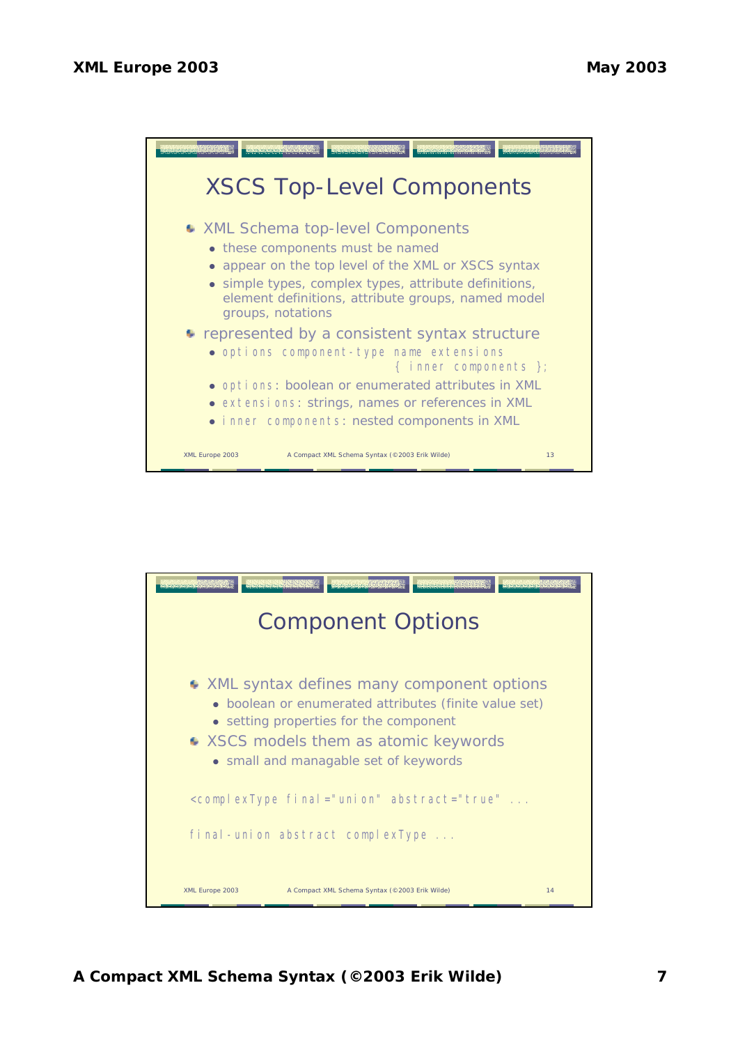## XSCS Top-Level Components

- XML Schema top-level Components
  - these components must be named
  - appear on the top level of the XML or XSCS syntax
  - simple types, complex types, attribute definitions, element definitions, attribute groups, named model groups, notations
- represented by a consistent syntax structure
  - `options component-type name extensions { inner components };`
  - `options`: boolean or enumerated attributes in XML
  - `extensions`: strings, names or references in XML
  - `inner components`: nested components in XML

## Component Options

- XML syntax defines many component options
  - boolean or enumerated attributes (finite value set)
  - setting properties for the component
- XSCS models them as atomic keywords
  - small and managable set of keywords

```
<complexType final="union" abstract="true" ...
```

```
final-union abstract complexType ...
```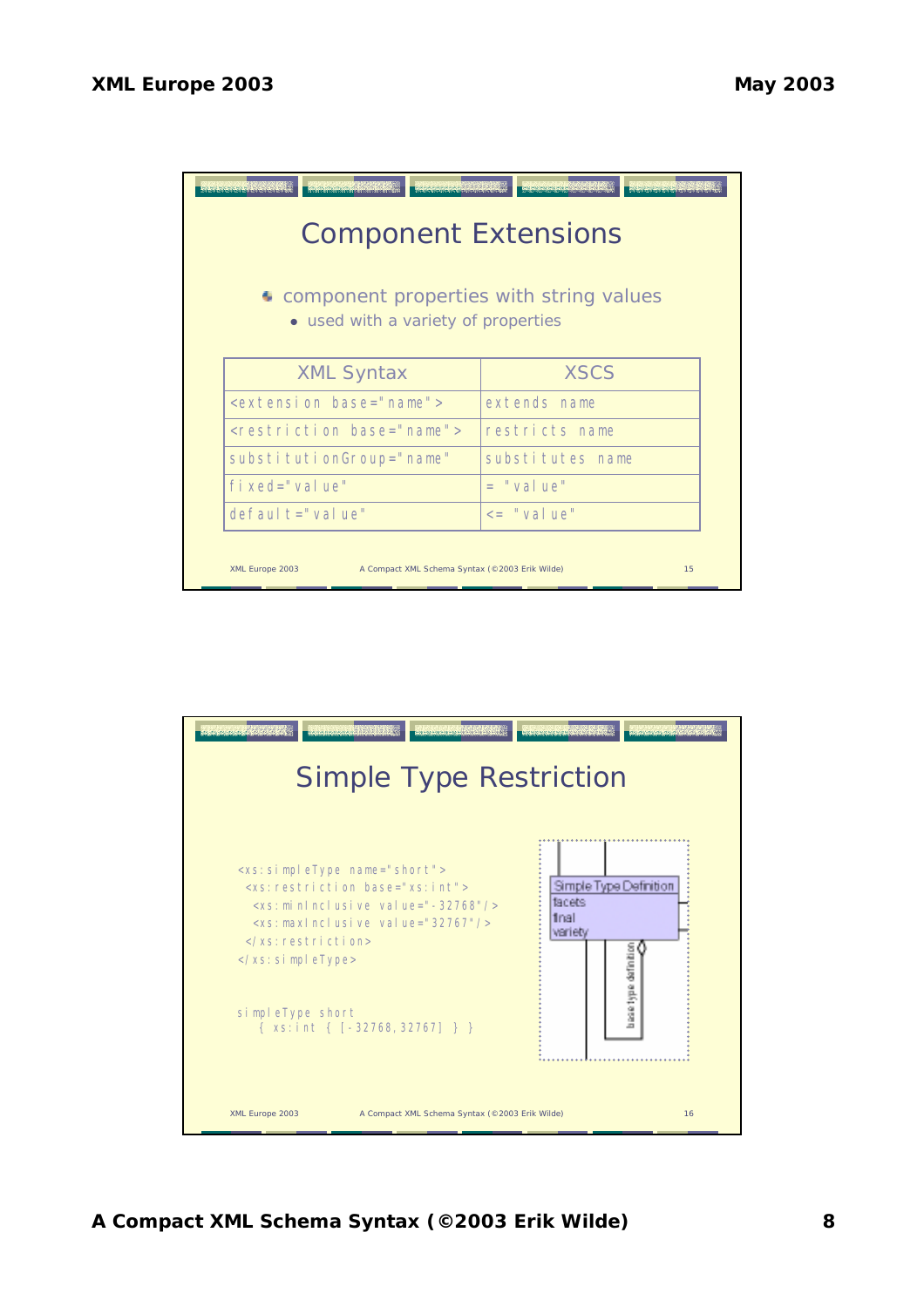## Component Extensions

- component properties with string values
  - used with a variety of properties

| XML Syntax | XSCS |
|---|---|
| `<extension base="name">` | `extends name` |
| `<restriction base="name">` | `restricts name` |
| `substitutionGroup="name"` | `substitutes name` |
| `fixed="value"` | `= "value"` |
| `default="value"` | `<= "value"` |

## Simple Type Restriction

```
<xs:simpleType name="short">
 <xs:restriction base="xs:int">
  <xs:minInclusive value="-32768"/>
  <xs:maxInclusive value="32767"/>
 </xs:restriction>
</xs:simpleType>
```

```
simpleType short
   { xs:int { [-32768,32767] } }
```

Simple Type Definition
facets
final
variety
base type definition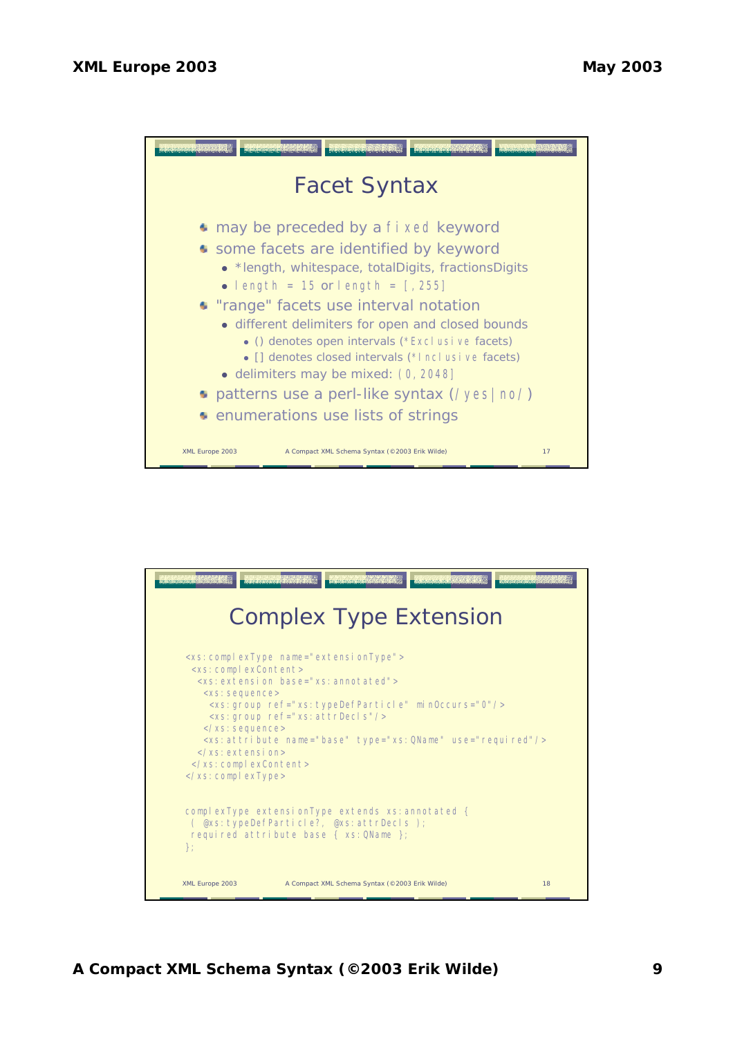## Facet Syntax

- may be preceded by a `fixed` keyword
- some facets are identified by keyword
  - *length, whitespace, totalDigits, fractionsDigits
  - `length = 15` or `length = [,255]`
- "range" facets use interval notation
  - different delimiters for open and closed bounds
    - () denotes open intervals (`*Exclusive` facets)
    - [] denotes closed intervals (`*Inclusive` facets)
  - delimiters may be mixed: `(0,2048]`
- patterns use a perl-like syntax (`/yes|no/`)
- enumerations use lists of strings

## Complex Type Extension

```
<xs:complexType name="extensionType">
 <xs:complexContent>
  <xs:extension base="xs:annotated">
   <xs:sequence>
    <xs:group ref="xs:typeDefParticle" minOccurs="0"/>
    <xs:group ref="xs:attrDecls"/>
   </xs:sequence>
   <xs:attribute name="base" type="xs:QName" use="required"/>
  </xs:extension>
 </xs:complexContent>
</xs:complexType>
```

```
complexType extensionType extends xs:annotated {
 ( @xs:typeDefParticle?, @xs:attrDecls );
 required attribute base { xs:QName };
};
```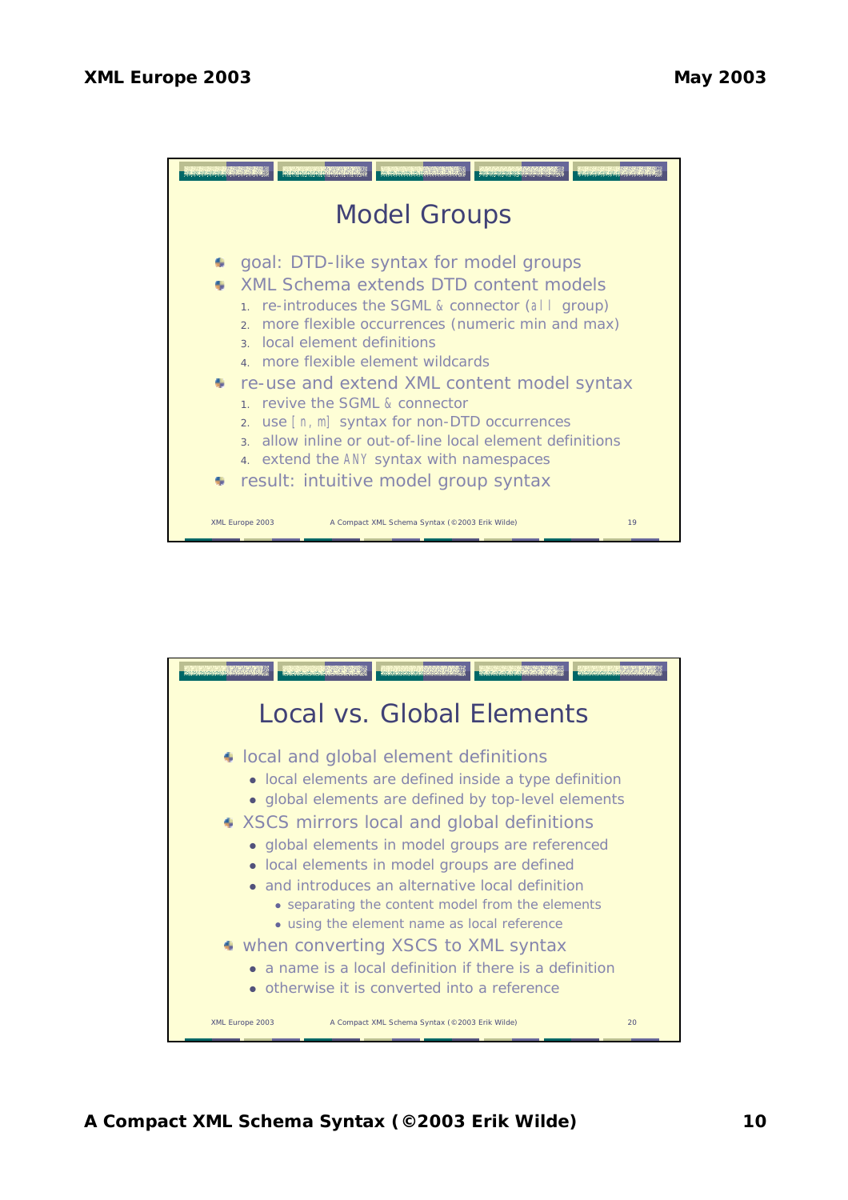## Model Groups

- goal: DTD-like syntax for model groups
- XML Schema extends DTD content models
  1. re-introduces the SGML `&` connector (`all` group)
  2. more flexible occurrences (numeric min and max)
  3. local element definitions
  4. more flexible element wildcards
- re-use and extend XML content model syntax
  1. revive the SGML `&` connector
  2. use `[n,m]` syntax for non-DTD occurrences
  3. allow inline or out-of-line local element definitions
  4. extend the `ANY` syntax with namespaces
- result: intuitive model group syntax

## Local vs. Global Elements

- local and global element definitions
  - local elements are defined inside a type definition
  - global elements are defined by top-level elements
- XSCS mirrors local and global definitions
  - global elements in model groups are referenced
  - local elements in model groups are defined
  - and introduces an alternative local definition
    - separating the content model from the elements
    - using the element name as local reference
- when converting XSCS to XML syntax
  - a name is a local definition if there is a definition
  - otherwise it is converted into a reference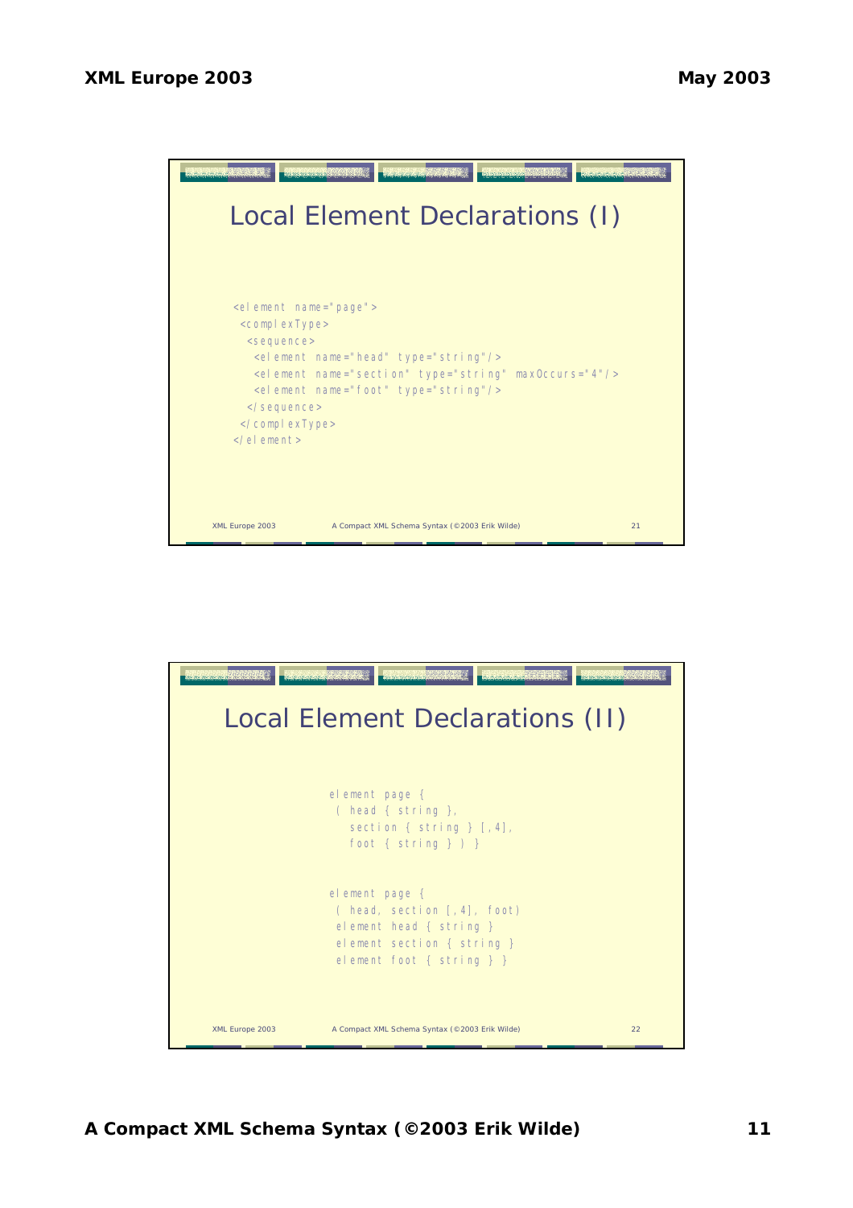## Local Element Declarations (I)

```
<element name="page">
 <complexType>
  <sequence>
   <element name="head" type="string"/>
   <element name="section" type="string" maxOccurs="4"/>
   <element name="foot" type="string"/>
  </sequence>
 </complexType>
</element>
```

## Local Element Declarations (II)

```
element page {
 ( head { string },
   section { string } [,4],
   foot { string } ) }
```

```
element page {
 ( head, section [,4], foot)
 element head { string }
 element section { string }
 element foot { string } }
```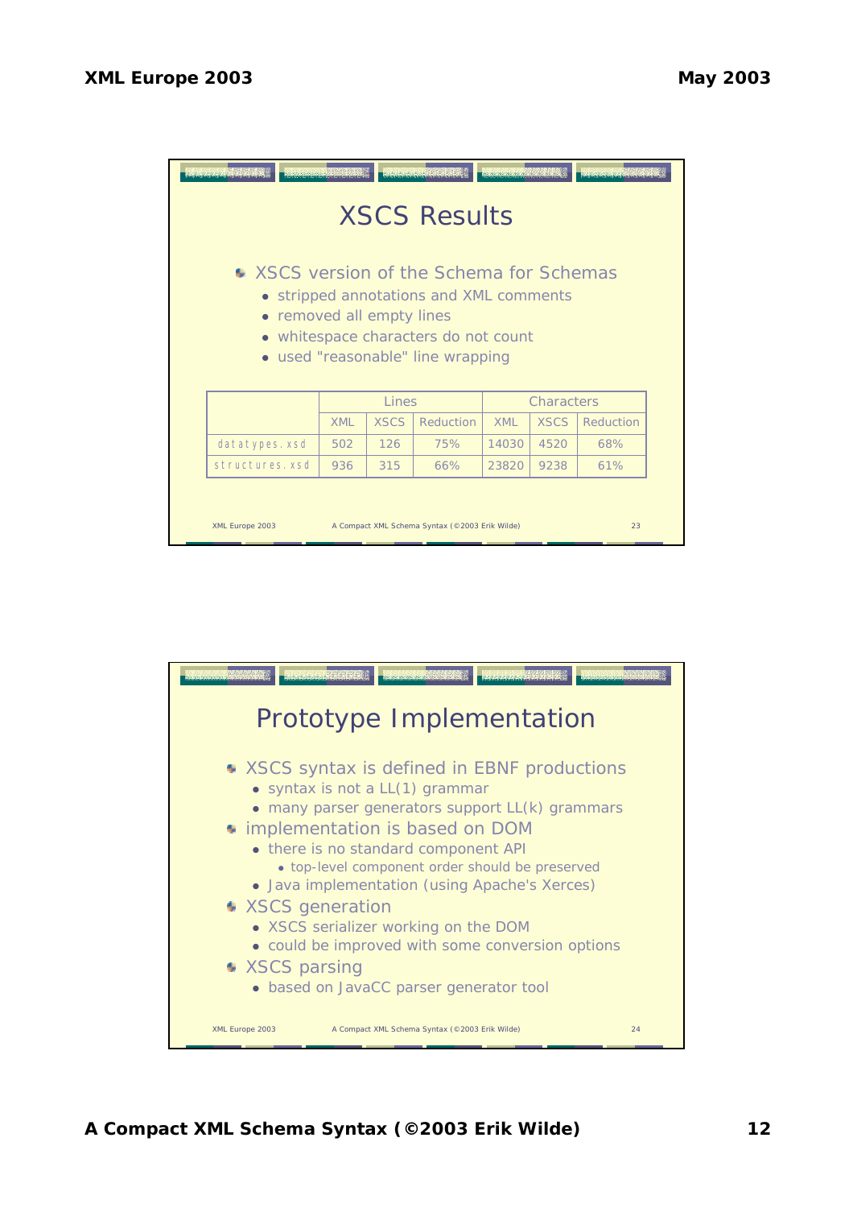## XSCS Results

- XSCS version of the Schema for Schemas
  - stripped annotations and XML comments
  - removed all empty lines
  - whitespace characters do not count
  - used "reasonable" line wrapping

| | Lines | | | Characters | | |
|---|---|---|---|---|---|---|
| | XML | XSCS | Reduction | XML | XSCS | Reduction |
| `datatypes.xsd` | 502 | 126 | 75% | 14030 | 4520 | 68% |
| `structures.xsd` | 936 | 315 | 66% | 23820 | 9238 | 61% |

## Prototype Implementation

- XSCS syntax is defined in EBNF productions
  - syntax is not a LL(1) grammar
  - many parser generators support LL(k) grammars
- implementation is based on DOM
  - there is no standard component API
    - top-level component order should be preserved
  - Java implementation (using Apache's Xerces)
- XSCS generation
  - XSCS serializer working on the DOM
  - could be improved with some conversion options
- XSCS parsing
  - based on JavaCC parser generator tool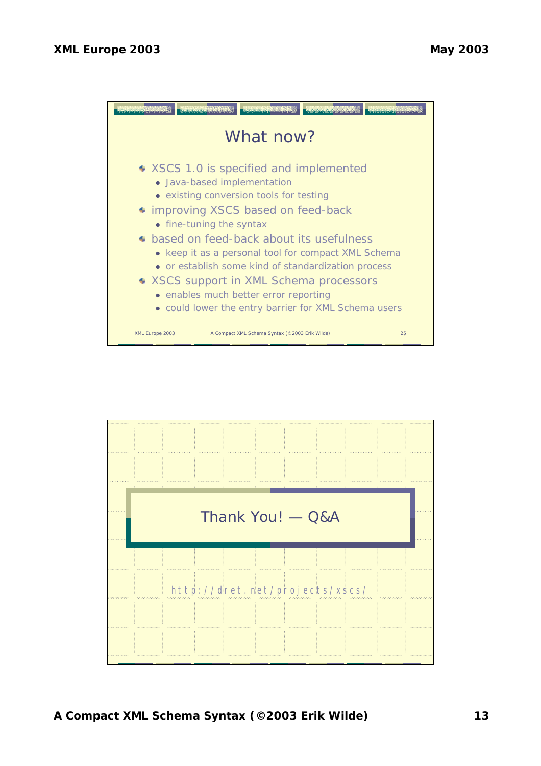## What now?

- XSCS 1.0 is specified and implemented
  - Java-based implementation
  - existing conversion tools for testing
- improving XSCS based on feed-back
  - fine-tuning the syntax
- based on feed-back about its usefulness
  - keep it as a personal tool for compact XML Schema
  - or establish some kind of standardization process
- XSCS support in XML Schema processors
  - enables much better error reporting
  - could lower the entry barrier for XML Schema users

## Thank You! — Q&A

http://dret.net/projects/xscs/